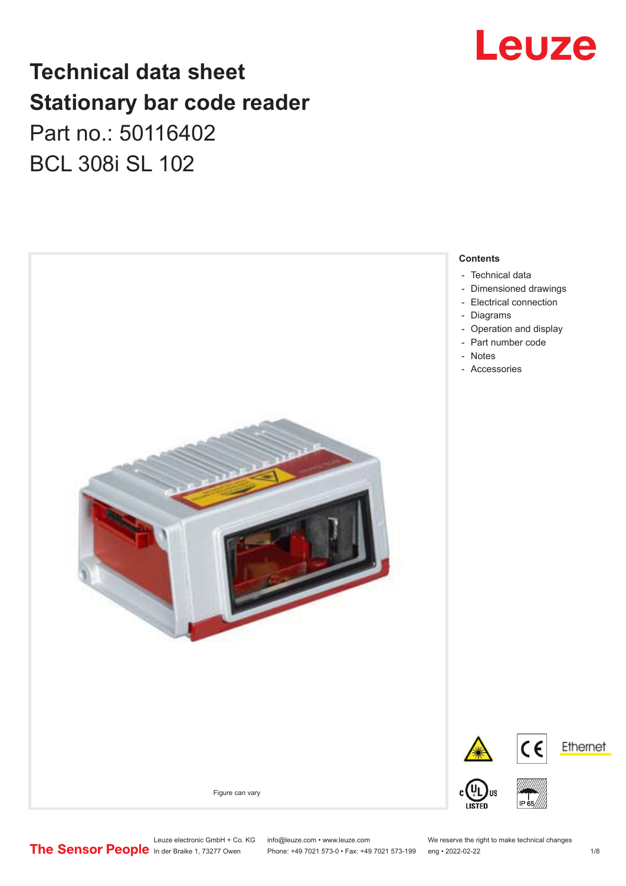# Technical data sheet
# Stationary bar code reader

Part no.: 50116402

BCL 308i SL 102

Figure can vary

**Contents**

- Technical data
- Dimensioned drawings
- Electrical connection
- Diagrams
- Operation and display
- Part number code
- Notes
- Accessories

Leuze electronic GmbH + Co. KG
In der Braike 1, 73277 Owen

info@leuze.com • www.leuze.com
Phone: +49 7021 573-0 • Fax: +49 7021 573-199

We reserve the right to make technical changes
eng • 2022-02-22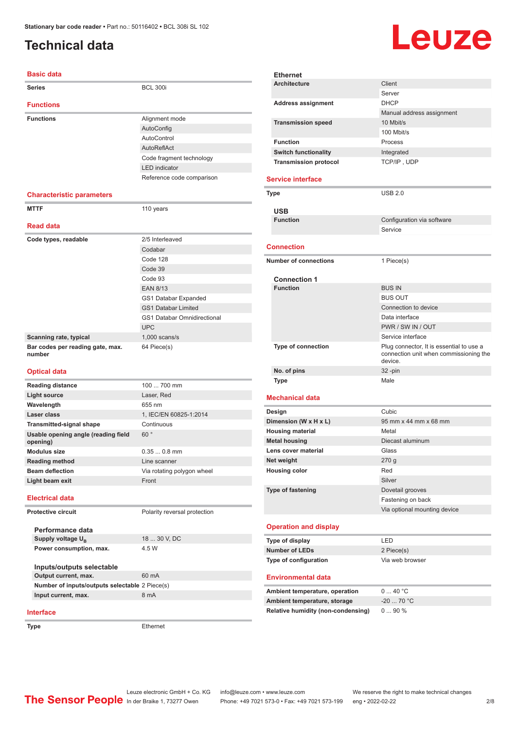# Technical data

## Basic data

| | |
|---|---|
| **Series** | BCL 300i |

## Functions

| | |
|---|---|
| **Functions** | Alignment mode |
| | AutoConfig |
| | AutoControl |
| | AutoReflAct |
| | Code fragment technology |
| | LED indicator |
| | Reference code comparison |

## Characteristic parameters

| | |
|---|---|
| **MTTF** | 110 years |

## Read data

| | |
|---|---|
| **Code types, readable** | 2/5 Interleaved |
| | Codabar |
| | Code 128 |
| | Code 39 |
| | Code 93 |
| | EAN 8/13 |
| | GS1 Databar Expanded |
| | GS1 Databar Limited |
| | GS1 Databar Omnidirectional |
| | UPC |
| **Scanning rate, typical** | 1,000 scans/s |
| **Bar codes per reading gate, max. number** | 64 Piece(s) |

## Optical data

| | |
|---|---|
| **Reading distance** | 100 ... 700 mm |
| **Light source** | Laser, Red |
| **Wavelength** | 655 nm |
| **Laser class** | 1, IEC/EN 60825-1:2014 |
| **Transmitted-signal shape** | Continuous |
| **Usable opening angle (reading field opening)** | 60 ° |
| **Modulus size** | 0.35 ... 0.8 mm |
| **Reading method** | Line scanner |
| **Beam deflection** | Via rotating polygon wheel |
| **Light beam exit** | Front |

## Electrical data

| | |
|---|---|
| **Protective circuit** | Polarity reversal protection |

### Performance data

| | |
|---|---|
| **Supply voltage $U_B$** | 18 ... 30 V, DC |
| **Power consumption, max.** | 4.5 W |

### Inputs/outputs selectable

| | |
|---|---|
| **Output current, max.** | 60 mA |
| **Number of inputs/outputs selectable** | 2 Piece(s) |
| **Input current, max.** | 8 mA |

## Interface

| | |
|---|---|
| **Type** | Ethernet |

### Ethernet

| | |
|---|---|
| **Architecture** | Client |
| | Server |
| **Address assignment** | DHCP |
| | Manual address assignment |
| **Transmission speed** | 10 Mbit/s |
| | 100 Mbit/s |
| **Function** | Process |
| **Switch functionality** | Integrated |
| **Transmission protocol** | TCP/IP , UDP |

## Service interface

| | |
|---|---|
| **Type** | USB 2.0 |

### USB

| | |
|---|---|
| **Function** | Configuration via software |
| | Service |

## Connection

| | |
|---|---|
| **Number of connections** | 1 Piece(s) |

### Connection 1

| | |
|---|---|
| **Function** | BUS IN |
| | BUS OUT |
| | Connection to device |
| | Data interface |
| | PWR / SW IN / OUT |
| | Service interface |
| **Type of connection** | Plug connector, It is essential to use a connection unit when commissioning the device. |
| **No. of pins** | 32 -pin |
| **Type** | Male |

## Mechanical data

| | |
|---|---|
| **Design** | Cubic |
| **Dimension (W x H x L)** | 95 mm x 44 mm x 68 mm |
| **Housing material** | Metal |
| **Metal housing** | Diecast aluminum |
| **Lens cover material** | Glass |
| **Net weight** | 270 g |
| **Housing color** | Red |
| | Silver |
| **Type of fastening** | Dovetail grooves |
| | Fastening on back |
| | Via optional mounting device |

## Operation and display

| | |
|---|---|
| **Type of display** | LED |
| **Number of LEDs** | 2 Piece(s) |
| **Type of configuration** | Via web browser |

## Environmental data

| | |
|---|---|
| **Ambient temperature, operation** | 0 ... 40 °C |
| **Ambient temperature, storage** | -20 ... 70 °C |
| **Relative humidity (non-condensing)** | 0 ... 90 % |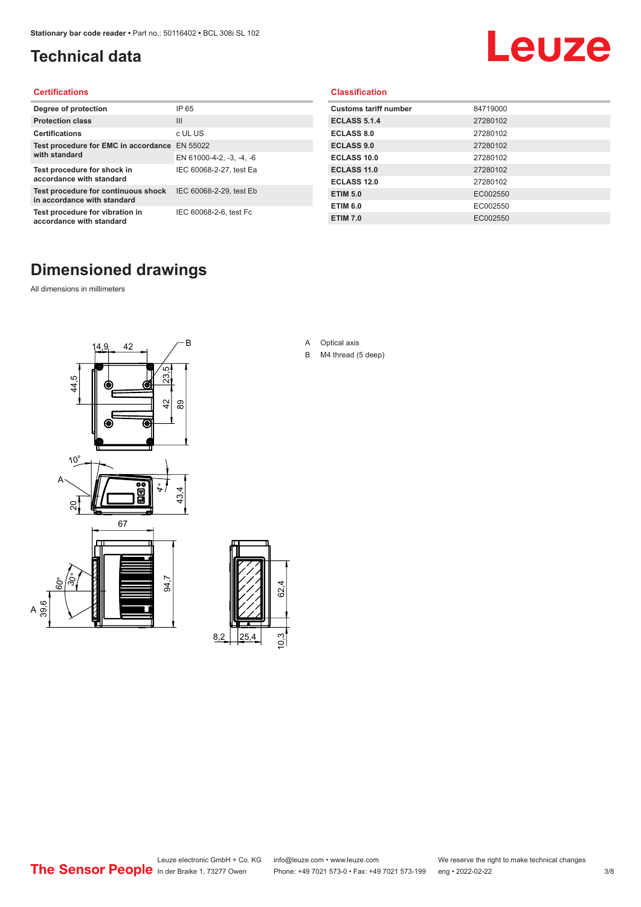# Technical data

## Certifications

| | |
|---|---|
| **Degree of protection** | IP 65 |
| **Protection class** | III |
| **Certifications** | c UL US |
| **Test procedure for EMC in accordance with standard** | EN 55022 |
| | EN 61000-4-2, -3, -4, -6 |
| **Test procedure for shock in accordance with standard** | IEC 60068-2-27, test Ea |
| **Test procedure for continuous shock in accordance with standard** | IEC 60068-2-29, test Eb |
| **Test procedure for vibration in accordance with standard** | IEC 60068-2-6, test Fc |

## Classification

| | |
|---|---|
| **Customs tariff number** | 84719000 |
| **ECLASS 5.1.4** | 27280102 |
| **ECLASS 8.0** | 27280102 |
| **ECLASS 9.0** | 27280102 |
| **ECLASS 10.0** | 27280102 |
| **ECLASS 11.0** | 27280102 |
| **ECLASS 12.0** | 27280102 |
| **ETIM 5.0** | EC002550 |
| **ETIM 6.0** | EC002550 |
| **ETIM 7.0** | EC002550 |

# Dimensioned drawings

All dimensions in millimeters

A Optical axis

B M4 thread (5 deep)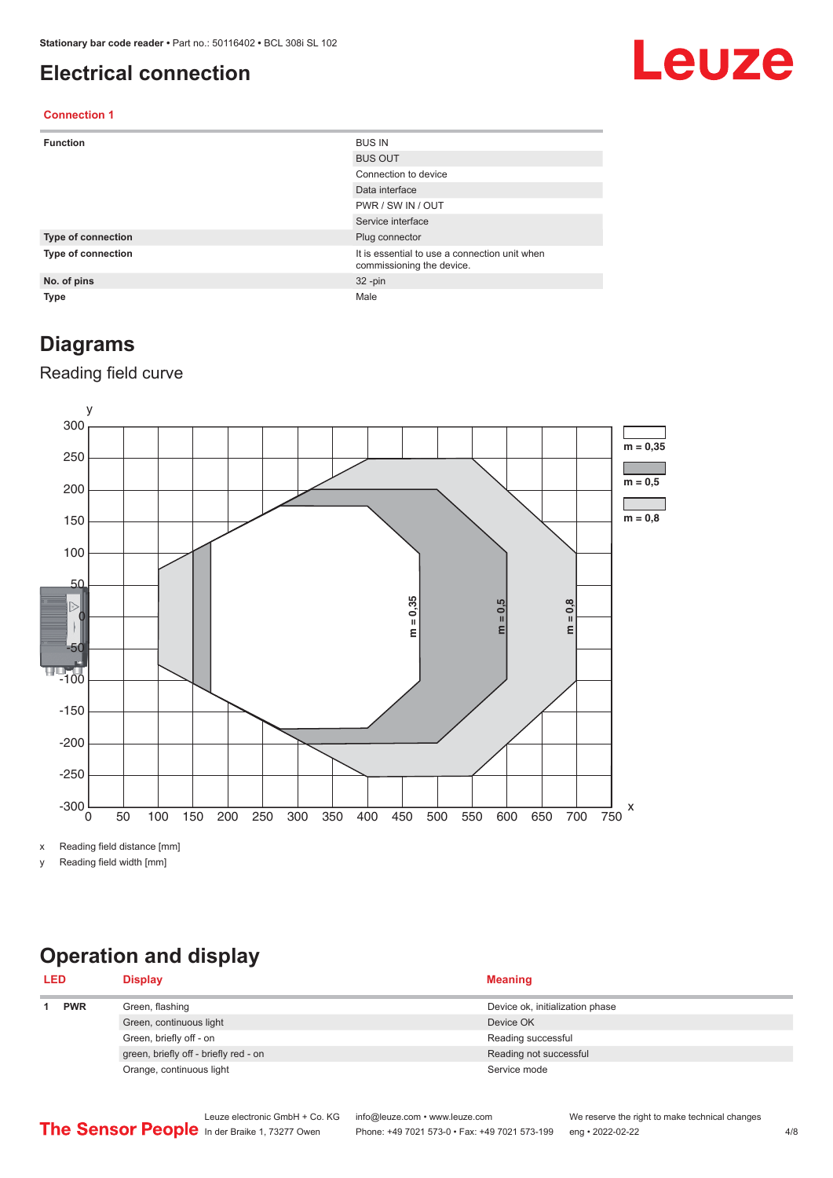## Electrical connection

### Connection 1

| | |
|---|---|
| **Function** | BUS IN |
| | BUS OUT |
| | Connection to device |
| | Data interface |
| | PWR / SW IN / OUT |
| | Service interface |
| **Type of connection** | Plug connector |
| **Type of connection** | It is essential to use a connection unit when commissioning the device. |
| **No. of pins** | 32 -pin |
| **Type** | Male |

## Diagrams

### Reading field curve

x Reading field distance [mm]

y Reading field width [mm]

## Operation and display

| LED | | Display | Meaning |
|---|---|---|---|
| 1 | **PWR** | Green, flashing | Device ok, initialization phase |
| | | Green, continuous light | Device OK |
| | | Green, briefly off - on | Reading successful |
| | | green, briefly off - briefly red - on | Reading not successful |
| | | Orange, continuous light | Service mode |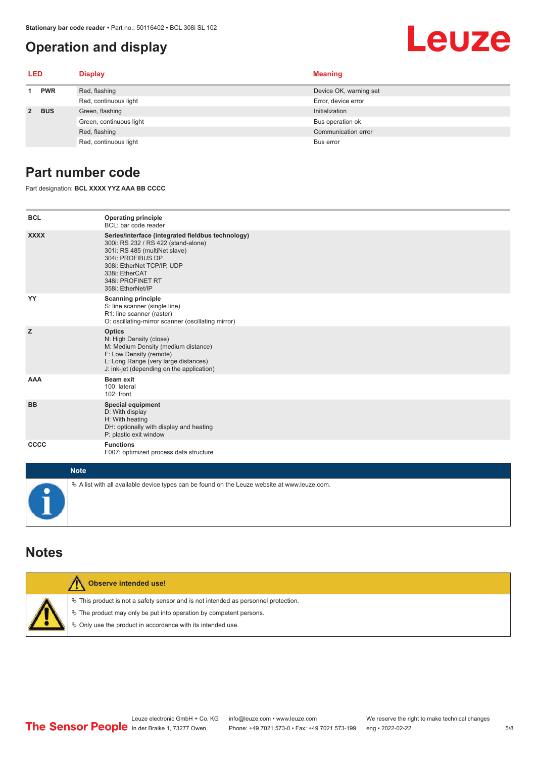## Operation and display

| LED | | Display | Meaning |
|---|---|---|---|
| 1 | PWR | Red, flashing | Device OK, warning set |
| | | Red, continuous light | Error, device error |
| 2 | BUS | Green, flashing | Initialization |
| | | Green, continuous light | Bus operation ok |
| | | Red, flashing | Communication error |
| | | Red, continuous light | Bus error |

## Part number code

Part designation: **BCL XXXX YYZ AAA BB CCCC**

| | |
|---|---|
| **BCL** | **Operating principle**<br>BCL: bar code reader |
| **XXXX** | **Series/interface (integrated fieldbus technology)**<br>300i: RS 232 / RS 422 (stand-alone)<br>301i: RS 485 (multiNet slave)<br>304i: PROFIBUS DP<br>308i: EtherNet TCP/IP, UDP<br>338i: EtherCAT<br>348i: PROFINET RT<br>358i: EtherNet/IP |
| **YY** | **Scanning principle**<br>S: line scanner (single line)<br>R1: line scanner (raster)<br>O: oscillating-mirror scanner (oscillating mirror) |
| **Z** | **Optics**<br>N: High Density (close)<br>M: Medium Density (medium distance)<br>F: Low Density (remote)<br>L: Long Range (very large distances)<br>J: ink-jet (depending on the application) |
| **AAA** | **Beam exit**<br>100: lateral<br>102: front |
| **BB** | **Special equipment**<br>D: With display<br>H: With heating<br>DH: optionally with display and heating<br>P: plastic exit window |
| **CCCC** | **Functions**<br>F007: optimized process data structure |

**Note**

- A list with all available device types can be found on the Leuze website at www.leuze.com.

## Notes

**Observe intended use!**

- This product is not a safety sensor and is not intended as personnel protection.
- The product may only be put into operation by competent persons.
- Only use the product in accordance with its intended use.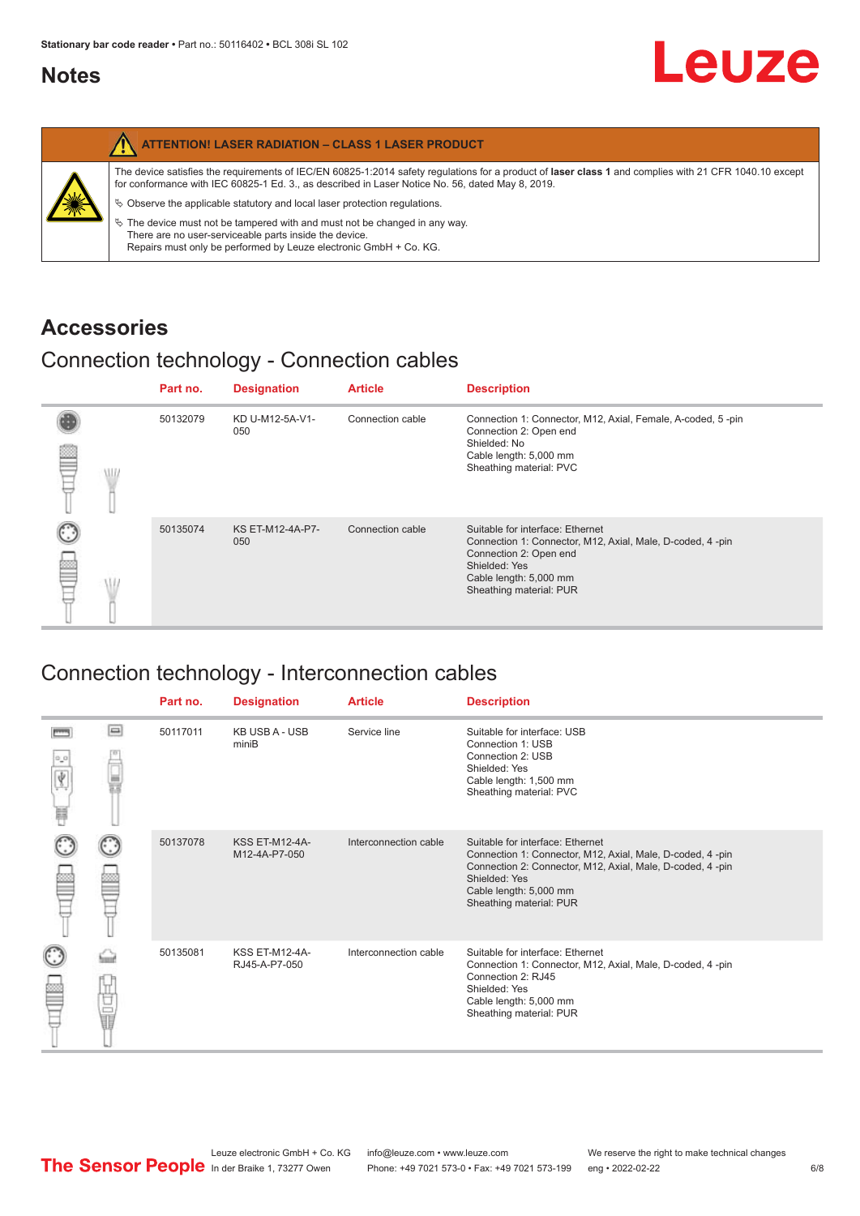## Notes

**ATTENTION! LASER RADIATION – CLASS 1 LASER PRODUCT**

The device satisfies the requirements of IEC/EN 60825-1:2014 safety regulations for a product of **laser class 1** and complies with 21 CFR 1040.10 except for conformance with IEC 60825-1 Ed. 3., as described in Laser Notice No. 56, dated May 8, 2019.

- Observe the applicable statutory and local laser protection regulations.
- The device must not be tampered with and must not be changed in any way.
  There are no user-serviceable parts inside the device.
  Repairs must only be performed by Leuze electronic GmbH + Co. KG.

## Accessories

### Connection technology - Connection cables

| Part no. | Designation | Article | Description |
|---|---|---|---|
| 50132079 | KD U-M12-5A-V1-050 | Connection cable | Connection 1: Connector, M12, Axial, Female, A-coded, 5 -pin<br>Connection 2: Open end<br>Shielded: No<br>Cable length: 5,000 mm<br>Sheathing material: PVC |
| 50135074 | KS ET-M12-4A-P7-050 | Connection cable | Suitable for interface: Ethernet<br>Connection 1: Connector, M12, Axial, Male, D-coded, 4 -pin<br>Connection 2: Open end<br>Shielded: Yes<br>Cable length: 5,000 mm<br>Sheathing material: PUR |

### Connection technology - Interconnection cables

| Part no. | Designation | Article | Description |
|---|---|---|---|
| 50117011 | KB USB A - USB miniB | Service line | Suitable for interface: USB<br>Connection 1: USB<br>Connection 2: USB<br>Shielded: Yes<br>Cable length: 1,500 mm<br>Sheathing material: PVC |
| 50137078 | KSS ET-M12-4A-M12-4A-P7-050 | Interconnection cable | Suitable for interface: Ethernet<br>Connection 1: Connector, M12, Axial, Male, D-coded, 4 -pin<br>Connection 2: Connector, M12, Axial, Male, D-coded, 4 -pin<br>Shielded: Yes<br>Cable length: 5,000 mm<br>Sheathing material: PUR |
| 50135081 | KSS ET-M12-4A-RJ45-A-P7-050 | Interconnection cable | Suitable for interface: Ethernet<br>Connection 1: Connector, M12, Axial, Male, D-coded, 4 -pin<br>Connection 2: RJ45<br>Shielded: Yes<br>Cable length: 5,000 mm<br>Sheathing material: PUR |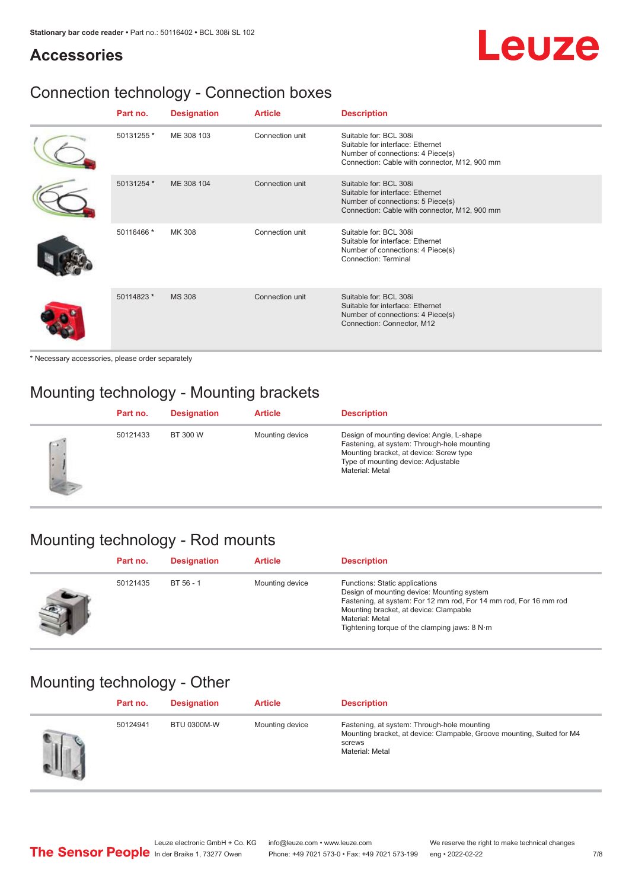## Accessories

### Connection technology - Connection boxes

| | Part no. | Designation | Article | Description |
|---|---|---|---|---|
| | 50131255 * | ME 308 103 | Connection unit | Suitable for: BCL 308i<br>Suitable for interface: Ethernet<br>Number of connections: 4 Piece(s)<br>Connection: Cable with connector, M12, 900 mm |
| | 50131254 * | ME 308 104 | Connection unit | Suitable for: BCL 308i<br>Suitable for interface: Ethernet<br>Number of connections: 5 Piece(s)<br>Connection: Cable with connector, M12, 900 mm |
| | 50116466 * | MK 308 | Connection unit | Suitable for: BCL 308i<br>Suitable for interface: Ethernet<br>Number of connections: 4 Piece(s)<br>Connection: Terminal |
| | 50114823 * | MS 308 | Connection unit | Suitable for: BCL 308i<br>Suitable for interface: Ethernet<br>Number of connections: 4 Piece(s)<br>Connection: Connector, M12 |

* Necessary accessories, please order separately

### Mounting technology - Mounting brackets

| | Part no. | Designation | Article | Description |
|---|---|---|---|---|
| | 50121433 | BT 300 W | Mounting device | Design of mounting device: Angle, L-shape<br>Fastening, at system: Through-hole mounting<br>Mounting bracket, at device: Screw type<br>Type of mounting device: Adjustable<br>Material: Metal |

### Mounting technology - Rod mounts

| | Part no. | Designation | Article | Description |
|---|---|---|---|---|
| | 50121435 | BT 56 - 1 | Mounting device | Functions: Static applications<br>Design of mounting device: Mounting system<br>Fastening, at system: For 12 mm rod, For 14 mm rod, For 16 mm rod<br>Mounting bracket, at device: Clampable<br>Material: Metal<br>Tightening torque of the clamping jaws: 8 N·m |

### Mounting technology - Other

| | Part no. | Designation | Article | Description |
|---|---|---|---|---|
| | 50124941 | BTU 0300M-W | Mounting device | Fastening, at system: Through-hole mounting<br>Mounting bracket, at device: Clampable, Groove mounting, Suited for M4 screws<br>Material: Metal |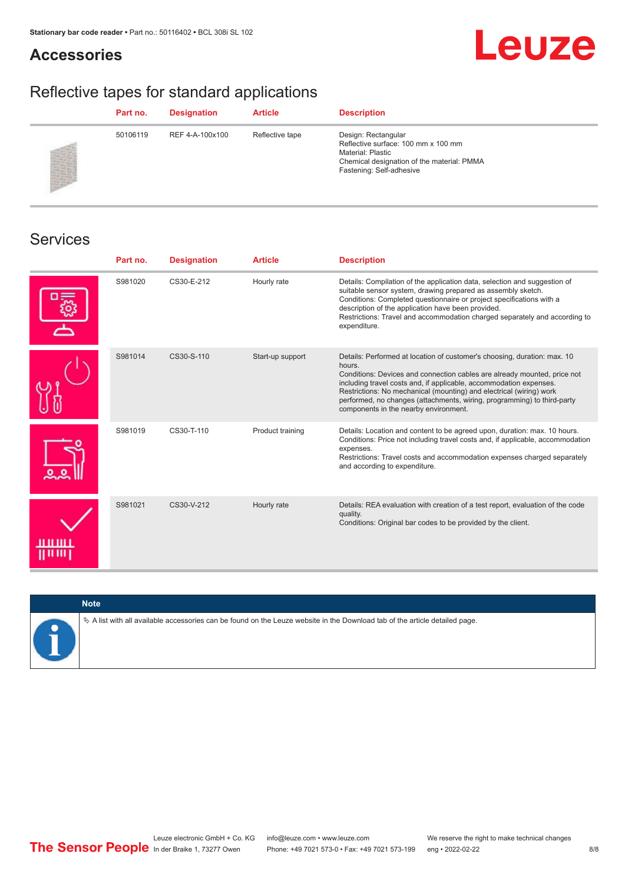## Accessories

### Reflective tapes for standard applications

| | Part no. | Designation | Article | Description |
|---|---|---|---|---|
| | 50106119 | REF 4-A-100x100 | Reflective tape | Design: Rectangular<br>Reflective surface: 100 mm x 100 mm<br>Material: Plastic<br>Chemical designation of the material: PMMA<br>Fastening: Self-adhesive |

### Services

| | Part no. | Designation | Article | Description |
|---|---|---|---|---|
| | S981020 | CS30-E-212 | Hourly rate | Details: Compilation of the application data, selection and suggestion of suitable sensor system, drawing prepared as assembly sketch.<br>Conditions: Completed questionnaire or project specifications with a description of the application have been provided.<br>Restrictions: Travel and accommodation charged separately and according to expenditure. |
| | S981014 | CS30-S-110 | Start-up support | Details: Performed at location of customer's choosing, duration: max. 10 hours.<br>Conditions: Devices and connection cables are already mounted, price not including travel costs and, if applicable, accommodation expenses.<br>Restrictions: No mechanical (mounting) and electrical (wiring) work performed, no changes (attachments, wiring, programming) to third-party components in the nearby environment. |
| | S981019 | CS30-T-110 | Product training | Details: Location and content to be agreed upon, duration: max. 10 hours.<br>Conditions: Price not including travel costs and, if applicable, accommodation expenses.<br>Restrictions: Travel costs and accommodation expenses charged separately and according to expenditure. |
| | S981021 | CS30-V-212 | Hourly rate | Details: REA evaluation with creation of a test report, evaluation of the code quality.<br>Conditions: Original bar codes to be provided by the client. |

**Note**

A list with all available accessories can be found on the Leuze website in the Download tab of the article detailed page.